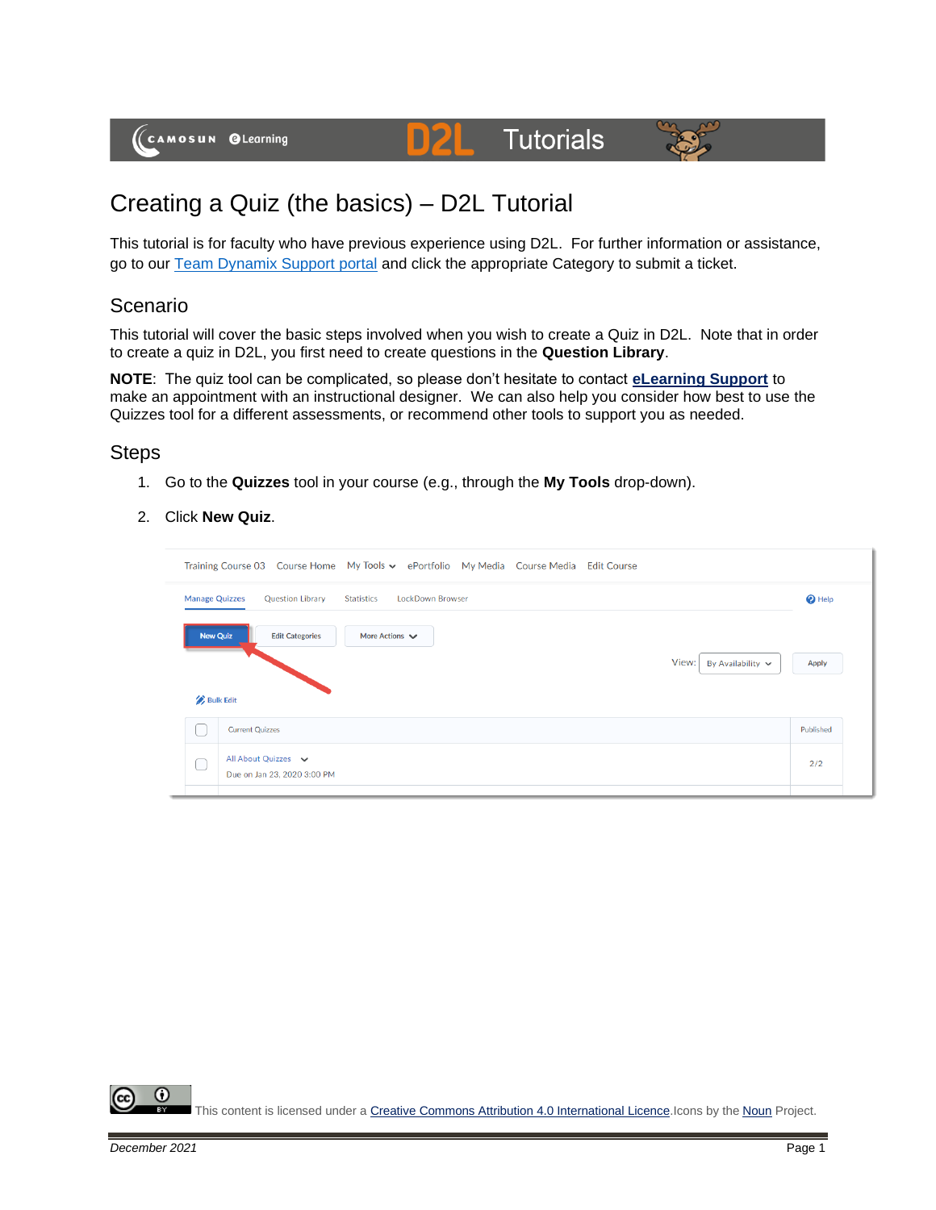# Creating a Quiz (the basics) – D2L Tutorial

This tutorial is for faculty who have previous experience using D2L. For further information or assistance, go to our [Team Dynamix Support portal](#) and click the appropriate Category to submit a ticket.

## Scenario

This tutorial will cover the basic steps involved when you wish to create a Quiz in D2L. Note that in order to create a quiz in D2L, you first need to create questions in the **Question Library**.

**NOTE**: The quiz tool can be complicated, so please don't hesitate to contact **[eLearning Support](#)** to make an appointment with an instructional designer. We can also help you consider how best to use the Quizzes tool for a different assessments, or recommend other tools to support you as needed.

## Steps

1. Go to the **Quizzes** tool in your course (e.g., through the **My Tools** drop-down).
2. Click **New Quiz**.

This content is licensed under a [Creative Commons Attribution 4.0 International Licence](#).Icons by the [Noun](#) Project.

*December 2021*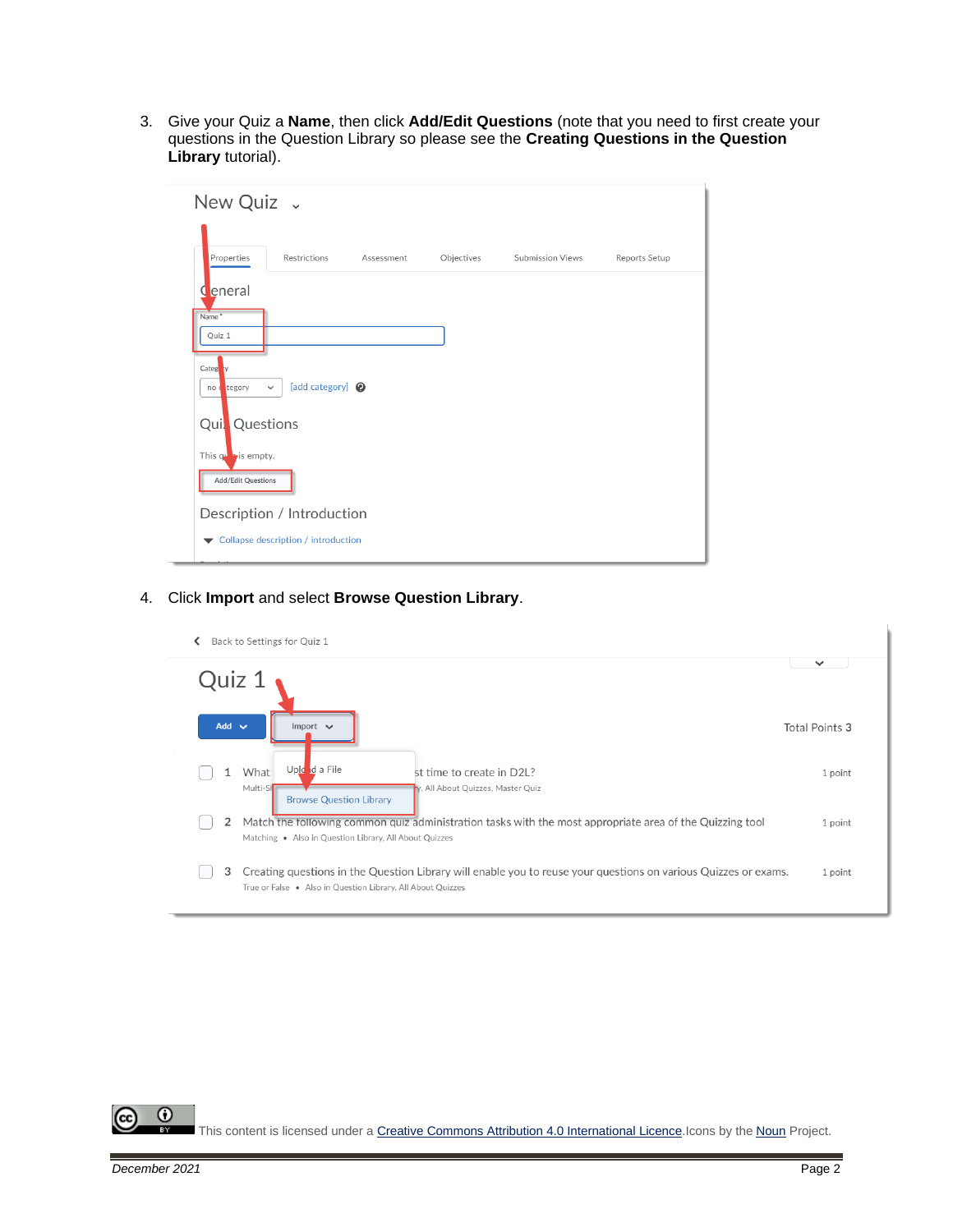3. Give your Quiz a **Name**, then click **Add/Edit Questions** (note that you need to first create your questions in the Question Library so please see the **Creating Questions in the Question Library** tutorial).

4. Click **Import** and select **Browse Question Library**.

This content is licensed under a Creative Commons Attribution 4.0 International Licence. Icons by the Noun Project.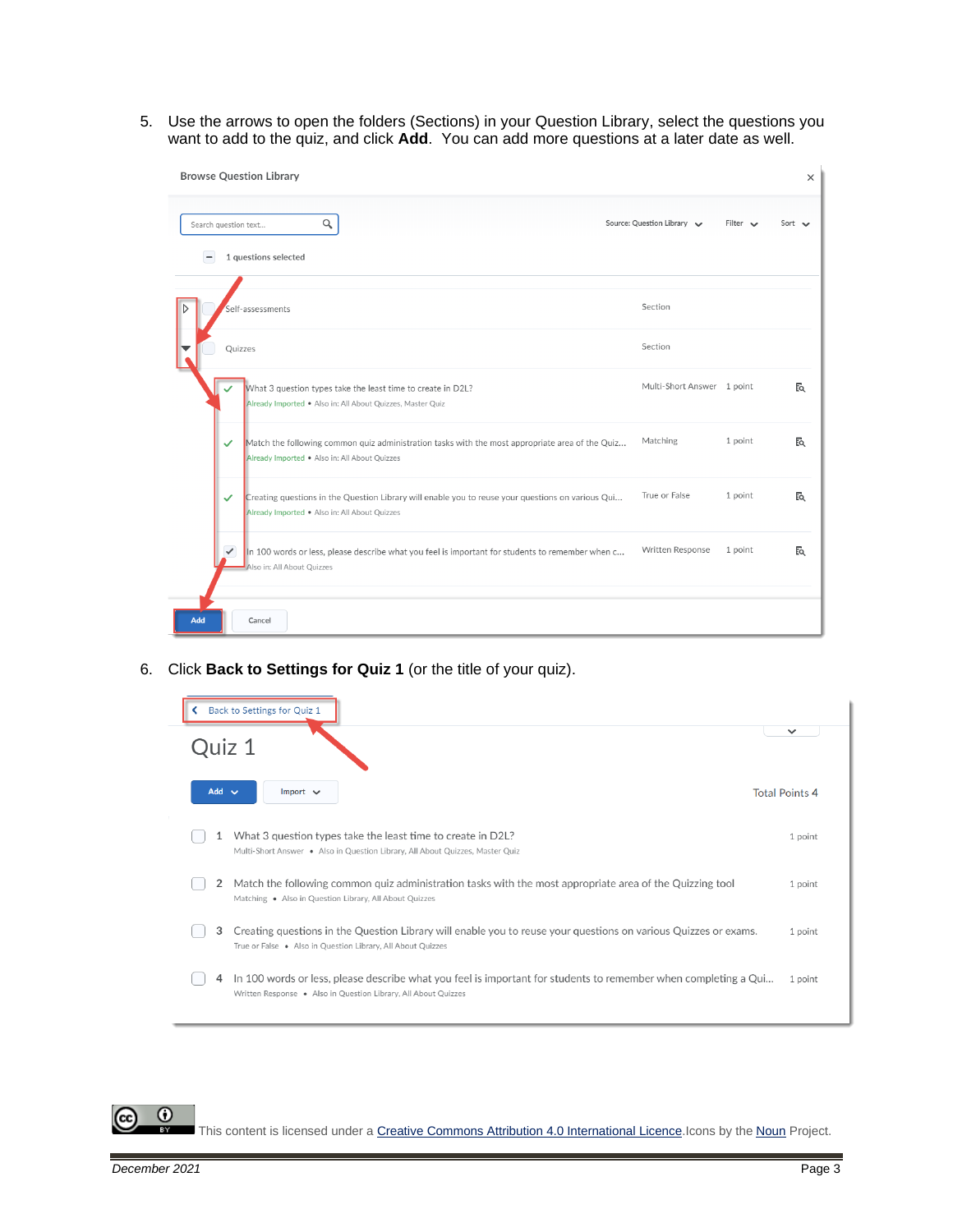5. Use the arrows to open the folders (Sections) in your Question Library, select the questions you want to add to the quiz, and click **Add**. You can add more questions at a later date as well.

6. Click **Back to Settings for Quiz 1** (or the title of your quiz).

This content is licensed under a Creative Commons Attribution 4.0 International Licence. Icons by the Noun Project.

*December 2021*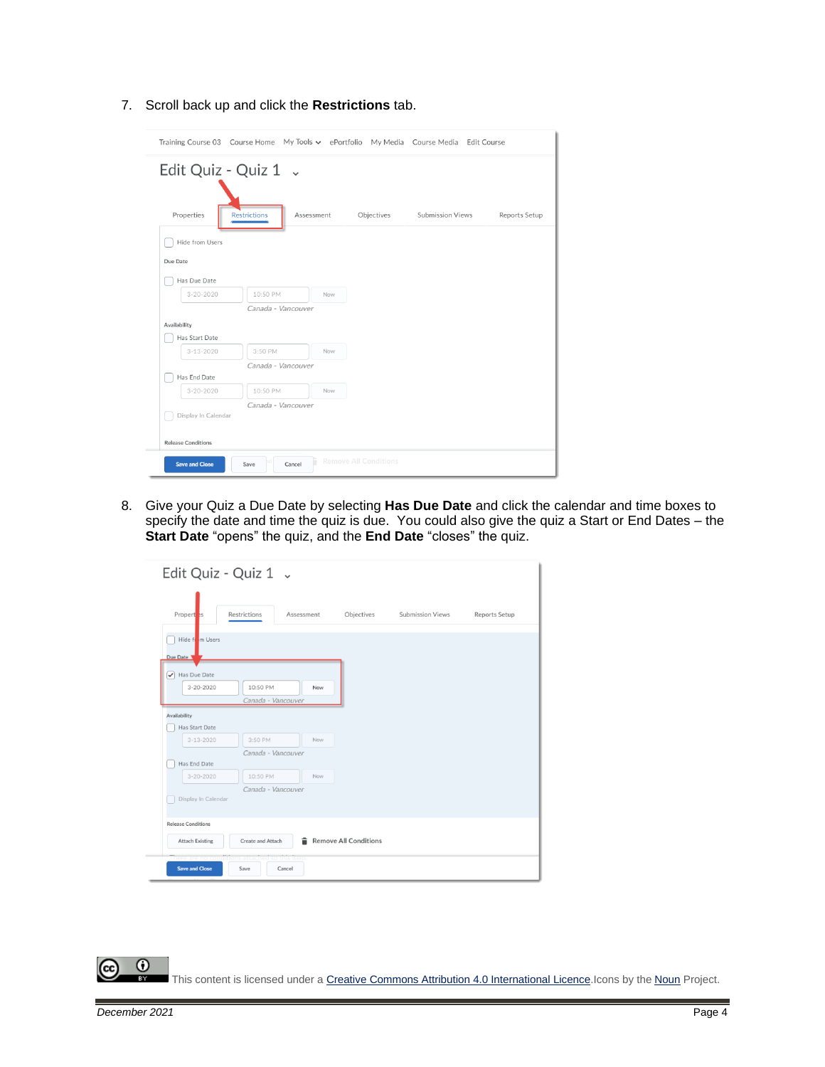7. Scroll back up and click the **Restrictions** tab.

8. Give your Quiz a Due Date by selecting **Has Due Date** and click the calendar and time boxes to specify the date and time the quiz is due. You could also give the quiz a Start or End Dates – the **Start Date** "opens" the quiz, and the **End Date** "closes" the quiz.

This content is licensed under a Creative Commons Attribution 4.0 International Licence. Icons by the Noun Project.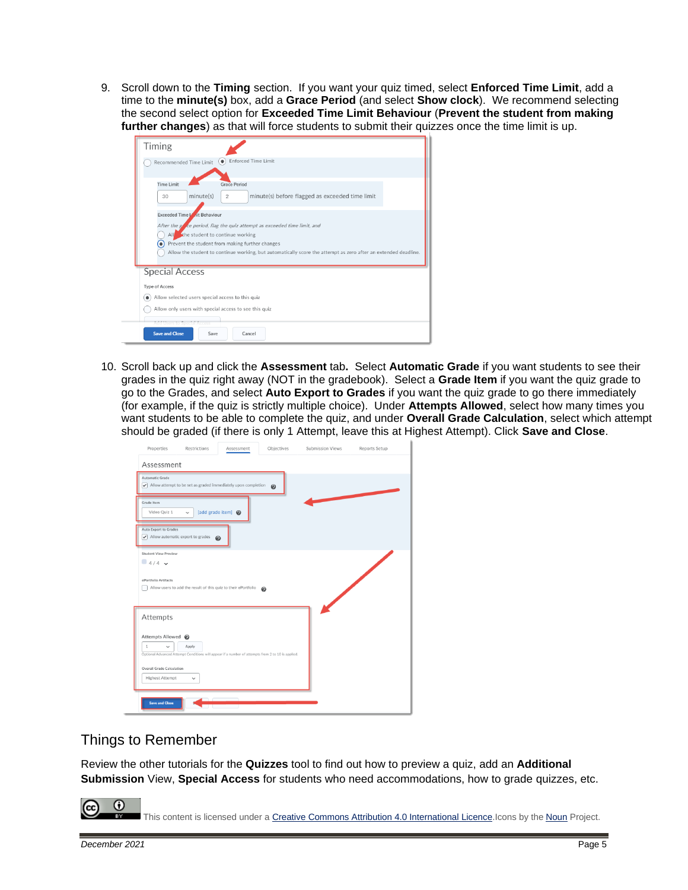9. Scroll down to the **Timing** section. If you want your quiz timed, select **Enforced Time Limit**, add a time to the **minute(s)** box, add a **Grace Period** (and select **Show clock**). We recommend selecting the second select option for **Exceeded Time Limit Behaviour** (**Prevent the student from making further changes**) as that will force students to submit their quizzes once the time limit is up.

10. Scroll back up and click the **Assessment** tab. Select **Automatic Grade** if you want students to see their grades in the quiz right away (NOT in the gradebook). Select a **Grade Item** if you want the quiz grade to go to the Grades, and select **Auto Export to Grades** if you want the quiz grade to go there immediately (for example, if the quiz is strictly multiple choice). Under **Attempts Allowed**, select how many times you want students to be able to complete the quiz, and under **Overall Grade Calculation**, select which attempt should be graded (if there is only 1 Attempt, leave this at Highest Attempt). Click **Save and Close**.

## Things to Remember

Review the other tutorials for the **Quizzes** tool to find out how to preview a quiz, add an **Additional Submission** View, **Special Access** for students who need accommodations, how to grade quizzes, etc.

This content is licensed under a Creative Commons Attribution 4.0 International Licence. Icons by the Noun Project.

December 2021